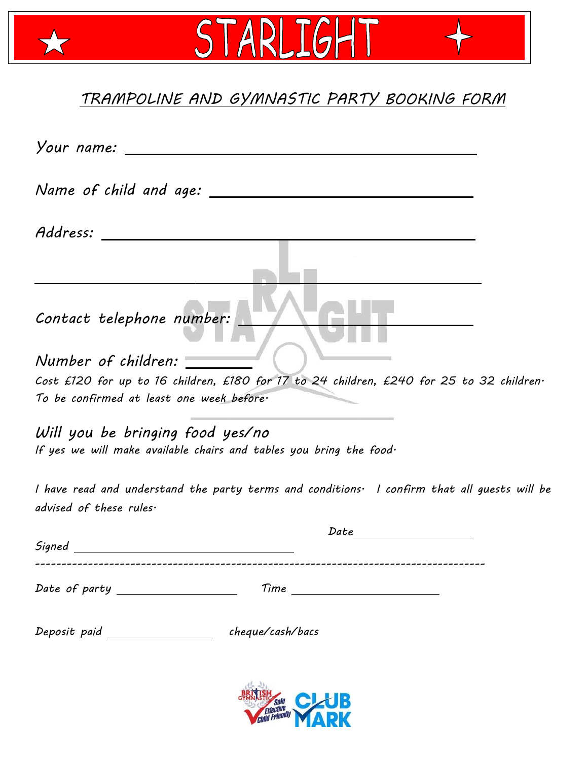# STARLIGHT

## TRAMPOLINE AND GYMNASTIC PARTY BOOKING FORM

*Your name:* ______________________________________

*Name of child and age:* ______________________________

*Address:* ________________________________________

__________________________________________________

*Contact telephone number:* ___________________________

*Number of children:* ________

*Cost £120 for up to 16 children, £180 for 17 to 24 children, £240 for 25 to 32 children. To be confirmed at least one week before.*

*Will you be bringing food yes/no*

*If yes we will make available chairs and tables you bring the food.*

*I have read and understand the party terms and conditions. I confirm that all guests will be advised of these rules.*

*Signed* ______________________ *Date* ______________

-----------------------------------------------------------------------------------

*Date of party* ______________ *Time* ________________

*Deposit paid* ______________ *cheque/cash/bacs*

British Gymnastics – Safe, Effective, Child Friendly – CLUB MARK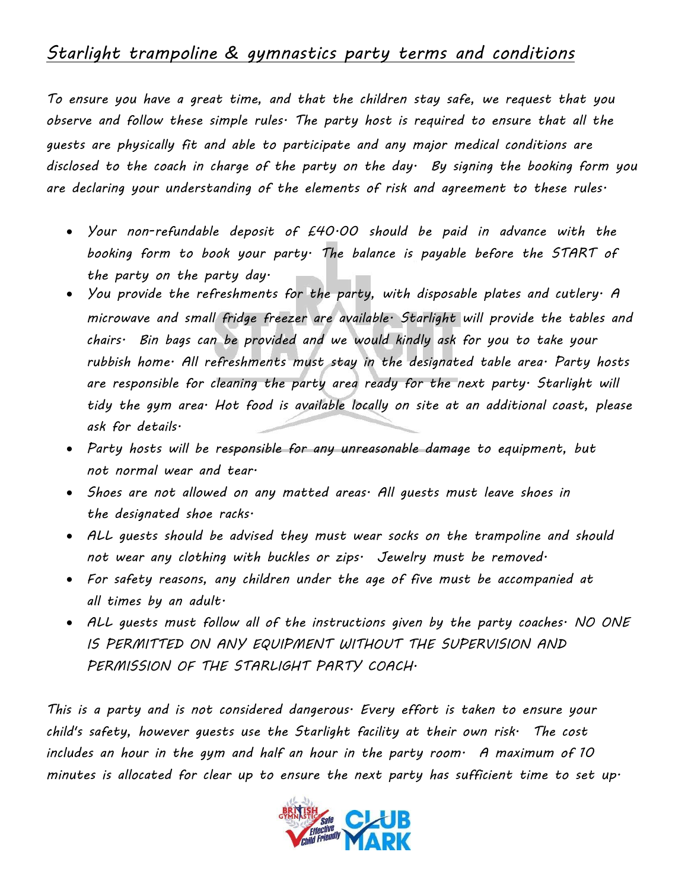# Starlight trampoline & gymnastics party terms and conditions

*To ensure you have a great time, and that the children stay safe, we request that you observe and follow these simple rules. The party host is required to ensure that all the guests are physically fit and able to participate and any major medical conditions are disclosed to the coach in charge of the party on the day. By signing the booking form you are declaring your understanding of the elements of risk and agreement to these rules.*

- *Your non-refundable deposit of £40.00 should be paid in advance with the booking form to book your party. The balance is payable before the START of the party on the party day.*
- *You provide the refreshments for the party, with disposable plates and cutlery. A microwave and small fridge freezer are available. Starlight will provide the tables and chairs. Bin bags can be provided and we would kindly ask for you to take your rubbish home. All refreshments must stay in the designated table area. Party hosts are responsible for cleaning the party area ready for the next party. Starlight will tidy the gym area. Hot food is available locally on site at an additional coast, please ask for details.*
- *Party hosts will be responsible for any unreasonable damage to equipment, but not normal wear and tear.*
- *Shoes are not allowed on any matted areas. All guests must leave shoes in the designated shoe racks.*
- *ALL guests should be advised they must wear socks on the trampoline and should not wear any clothing with buckles or zips. Jewelry must be removed.*
- *For safety reasons, any children under the age of five must be accompanied at all times by an adult.*
- *ALL guests must follow all of the instructions given by the party coaches. NO ONE IS PERMITTED ON ANY EQUIPMENT WITHOUT THE SUPERVISION AND PERMISSION OF THE STARLIGHT PARTY COACH.*

*This is a party and is not considered dangerous. Every effort is taken to ensure your child's safety, however guests use the Starlight facility at their own risk. The cost includes an hour in the gym and half an hour in the party room. A maximum of 10 minutes is allocated for clear up to ensure the next party has sufficient time to set up.*